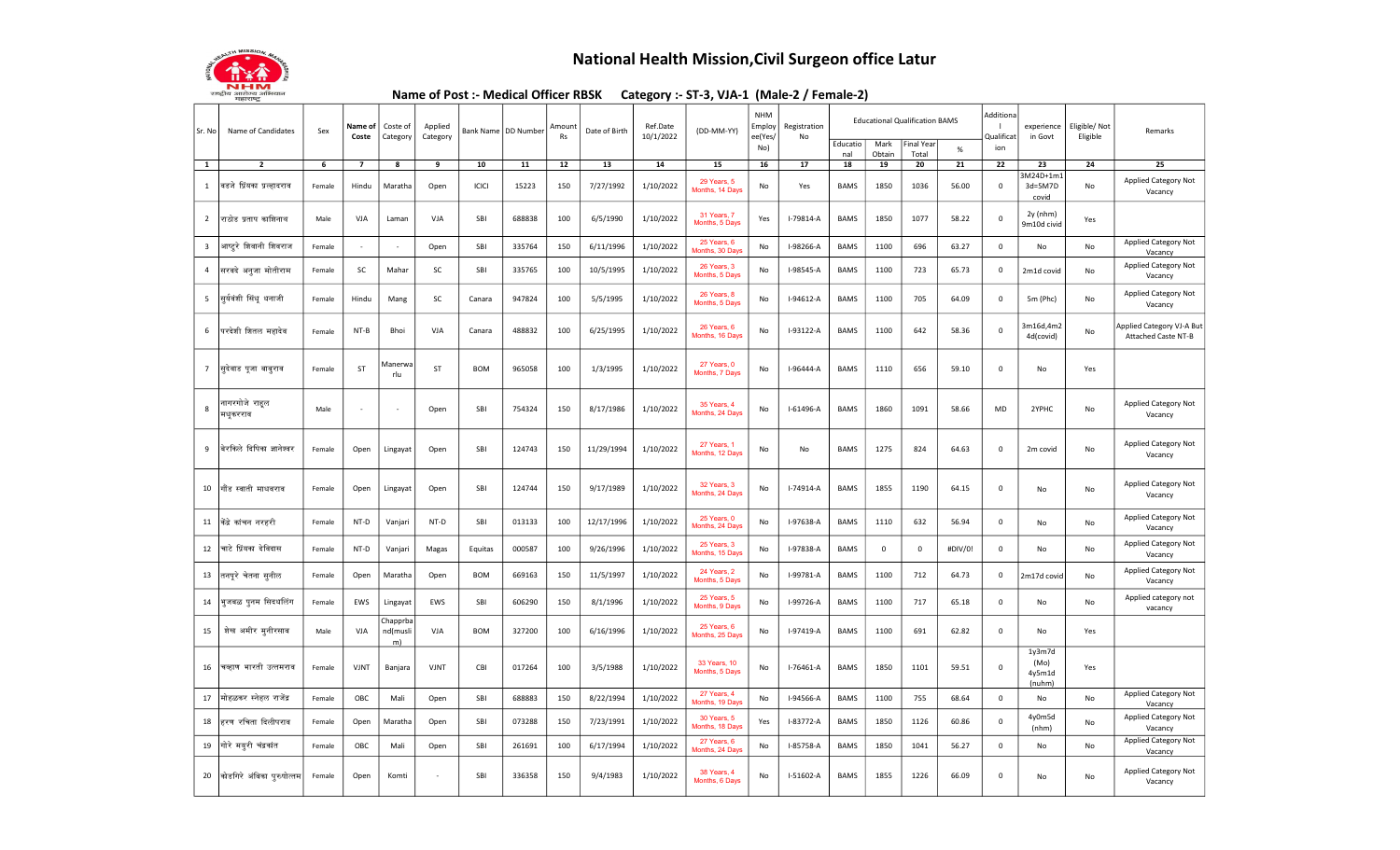# National Health Mission,Civil Surgeon office Latur

**Name of Post :- Medical Officer RBSK Category :- ST-3, VJA-1 (Male-2 / Female-2)**

| Sr. No | Name of Candidates | Sex | Name of Coste | Coste of Category | Applied Category | Bank Name | DD Number | Amount Rs | Date of Birth | Ref.Date 10/1/2022 | (DD-MM-YY) | NHM Employee(Yes/No) | Registration No | Educational Qualification BAMS | | | | Additional Qualification | experience in Govt | Eligible/ Not Eligible | Remarks |
|---|---|---|---|---|---|---|---|---|---|---|---|---|---|---|---|---|---|---|---|---|---|
| | | | | | | | | | | | | | | Educational | Mark Obtain | Final Year Total | % | | | | |
| 1 | 2 | 6 | 7 | 8 | 9 | 10 | 11 | 12 | 13 | 14 | 15 | 16 | 17 | 18 | 19 | 20 | 21 | 22 | 23 | 24 | 25 |
| 1 | वडजे प्रियंका प्रल्हादराव | Female | Hindu | Maratha | Open | ICICI | 15223 | 150 | 7/27/1992 | 1/10/2022 | 29 Years, 5 Months, 14 Days | No | Yes | BAMS | 1850 | 1036 | 56.00 | 0 | 3M24D+1m13d=5M7D covid | No | Applied Category Not Vacancy |
| 2 | राठोड प्रताप काशिनाथ | Male | VJA | Laman | VJA | SBI | 688838 | 100 | 6/5/1990 | 1/10/2022 | 31 Years, 7 Months, 5 Days | Yes | I-79814-A | BAMS | 1850 | 1077 | 58.22 | 0 | 2y (nhm) 9m10d civid | Yes | |
| 3 | आप्टुरे शिवानी शिवराज | Female | - | - | Open | SBI | 335764 | 150 | 6/11/1996 | 1/10/2022 | 25 Years, 6 Months, 30 Days | No | I-98266-A | BAMS | 1100 | 696 | 63.27 | 0 | No | No | Applied Category Not Vacancy |
| 4 | सरवदे अनुजा मोतीराम | Female | SC | Mahar | SC | SBI | 335765 | 100 | 10/5/1995 | 1/10/2022 | 26 Years, 3 Months, 5 Days | No | I-98545-A | BAMS | 1100 | 723 | 65.73 | 0 | 2m1d covid | No | Applied Category Not Vacancy |
| 5 | सुर्यवंशी सिंधू धनाजी | Female | Hindu | Mang | SC | Canara | 947824 | 100 | 5/5/1995 | 1/10/2022 | 26 Years, 8 Months, 5 Days | No | I-94612-A | BAMS | 1100 | 705 | 64.09 | 0 | 5m (Phc) | No | Applied Category Not Vacancy |
| 6 | परदेशी शितल महादेव | Female | NT-B | Bhoi | VJA | Canara | 488832 | 100 | 6/25/1995 | 1/10/2022 | 26 Years, 6 Months, 16 Days | No | I-93122-A | BAMS | 1100 | 642 | 58.36 | 0 | 3m16d,4m24d(covid) | No | Applied Category VJ-A But Attached Caste NT-B |
| 7 | सुदेवाड पुजा बाबुराव | Female | ST | Manerwarlu | ST | BOM | 965058 | 100 | 1/3/1995 | 1/10/2022 | 27 Years, 0 Months, 7 Days | No | I-96444-A | BAMS | 1110 | 656 | 59.10 | 0 | No | Yes | |
| 8 | नागरगोजे राहूल मधुकरराव | Male | - | - | Open | SBI | 754324 | 150 | 8/17/1986 | 1/10/2022 | 35 Years, 4 Months, 24 Days | No | I-61496-A | BAMS | 1860 | 1091 | 58.66 | MD | 2YPHC | No | Applied Category Not Vacancy |
| 9 | बेरकिले दिपिका ज्ञानेश्वर | Female | Open | Lingayat | Open | SBI | 124743 | 150 | 11/29/1994 | 1/10/2022 | 27 Years, 1 Months, 12 Days | No | No | BAMS | 1275 | 824 | 64.63 | 0 | 2m covid | No | Applied Category Not Vacancy |
| 10 | भौड स्वाती माधवराव | Female | Open | Lingayat | Open | SBI | 124744 | 150 | 9/17/1989 | 1/10/2022 | 32 Years, 3 Months, 24 Days | No | I-74914-A | BAMS | 1855 | 1190 | 64.15 | 0 | No | No | Applied Category Not Vacancy |
| 11 | चेंद्रे कांचन नरहरी | Female | NT-D | Vanjari | NT-D | SBI | 013133 | 100 | 12/17/1996 | 1/10/2022 | 25 Years, 0 Months, 24 Days | No | I-97638-A | BAMS | 1110 | 632 | 56.94 | 0 | No | No | Applied Category Not Vacancy |
| 12 | चाटे प्रियंका देविदास | Female | NT-D | Vanjari | Magas | Equitas | 000587 | 100 | 9/26/1996 | 1/10/2022 | 25 Years, 3 Months, 15 Days | No | I-97838-A | BAMS | 0 | 0 | #DIV/0! | 0 | No | No | Applied Category Not Vacancy |
| 13 | तलपुरे चेतना सुनील | Female | Open | Maratha | Open | BOM | 669163 | 150 | 11/5/1997 | 1/10/2022 | 24 Years, 2 Months, 5 Days | No | I-99781-A | BAMS | 1100 | 712 | 64.73 | 0 | 2m17d covid | No | Applied Category Not Vacancy |
| 14 | भुजबळ पुनम सिदधलिंग | Female | EWS | Lingayat | EWS | SBI | 606290 | 150 | 8/1/1996 | 1/10/2022 | 25 Years, 5 Months, 9 Days | No | I-99726-A | BAMS | 1100 | 717 | 65.18 | 0 | No | No | Applied category not vacancy |
| 15 | शेख अमीर मुनीरसाब | Male | VJA | Chapprband(muslim) | VJA | BOM | 327200 | 100 | 6/16/1996 | 1/10/2022 | 25 Years, 6 Months, 25 Days | No | I-97419-A | BAMS | 1100 | 691 | 62.82 | 0 | No | Yes | |
| 16 | चव्हाण भारती उत्तमराव | Female | VJNT | Banjara | VJNT | CBI | 017264 | 100 | 3/5/1988 | 1/10/2022 | 33 Years, 10 Months, 5 Days | No | I-76461-A | BAMS | 1850 | 1101 | 59.51 | 0 | 1y3m7d (Mo) 4y5m1d (nuhm) | Yes | |
| 17 | मोहळकर स्नेहल राजेंद्र | Female | OBC | Mali | Open | SBI | 688883 | 150 | 8/22/1994 | 1/10/2022 | 27 Years, 4 Months, 19 Days | No | I-94566-A | BAMS | 1100 | 755 | 68.64 | 0 | No | No | Applied Category Not Vacancy |
| 18 | हरण रचिता दिलीपराव | Female | Open | Maratha | Open | SBI | 073288 | 150 | 7/23/1991 | 1/10/2022 | 30 Years, 5 Months, 18 Days | Yes | I-83772-A | BAMS | 1850 | 1126 | 60.86 | 0 | 4y0m5d (nhm) | No | Applied Category Not Vacancy |
| 19 | गोरे मयुरी चंद्रकांत | Female | OBC | Mali | Open | SBI | 261691 | 100 | 6/17/1994 | 1/10/2022 | 27 Years, 6 Months, 24 Days | No | I-85758-A | BAMS | 1850 | 1041 | 56.27 | 0 | No | No | Applied Category Not Vacancy |
| 20 | चोडगिरे अंबिका पुरुषोत्तम | Female | Open | Komti | - | SBI | 336358 | 150 | 9/4/1983 | 1/10/2022 | 38 Years, 4 Months, 6 Days | No | I-51602-A | BAMS | 1855 | 1226 | 66.09 | 0 | No | No | Applied Category Not Vacancy |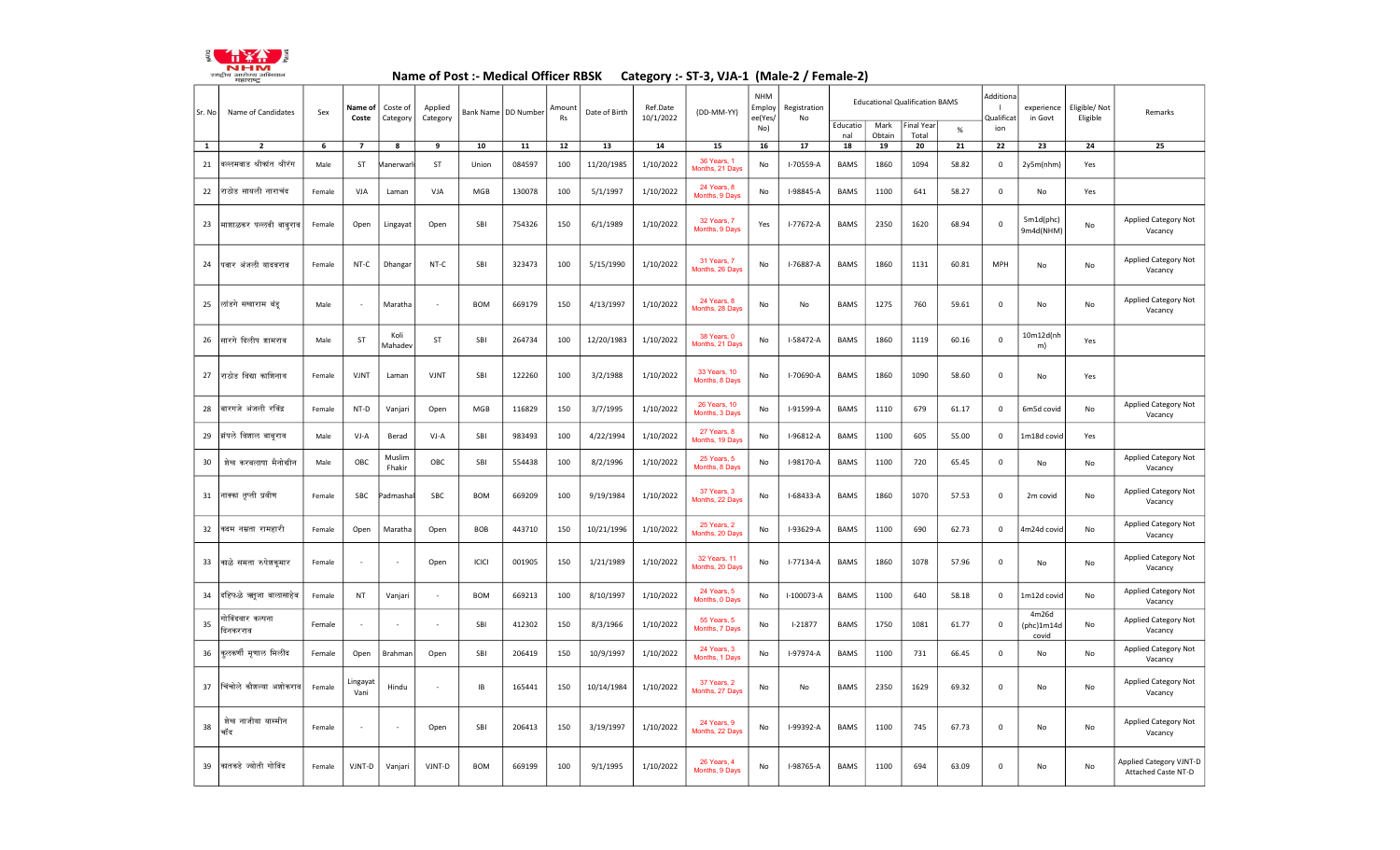**Name of Post :- Medical Officer RBSK Category :- ST-3, VJA-1 (Male-2 / Female-2)**

| Sr. No | Name of Candidates | Sex | Name of Coste | Coste of Category | Applied Category | Bank Name | DD Number | Amount Rs | Date of Birth | Ref.Date 10/1/2022 | (DD-MM-YY) | NHM Employee(Yes/No) | Registration No | Educational Qualification BAMS | | | | Additional Qualification | experience in Govt | Eligible/ Not Eligible | Remarks |
|---|---|---|---|---|---|---|---|---|---|---|---|---|---|---|---|---|---|---|---|---|---|
| | | | | | | | | | | | | | | Educational | Mark Obtain | Final Year Total | % | | | | |
| 1 | 2 | 6 | 7 | 8 | 9 | 10 | 11 | 12 | 13 | 14 | 15 | 16 | 17 | 18 | 19 | 20 | 21 | 22 | 23 | 24 | 25 |
| 21 | वल्लमवाड श्रीकांत श्रीरंग | Male | ST | Manerwarli | ST | Union | 084597 | 100 | 11/20/1985 | 1/10/2022 | 36 Years, 1 Months, 21 Days | No | I-70559-A | BAMS | 1860 | 1094 | 58.82 | 0 | 2y5m(nhm) | Yes | |
| 22 | राठोड सायली नारायंद | Female | VJA | Laman | VJA | MGB | 130078 | 100 | 5/1/1997 | 1/10/2022 | 24 Years, 8 Months, 9 Days | No | I-98845-A | BAMS | 1100 | 641 | 58.27 | 0 | No | Yes | |
| 23 | माशाळकर पल्लवी बाबुराव | Female | Open | Lingayat | Open | SBI | 754326 | 150 | 6/1/1989 | 1/10/2022 | 32 Years, 7 Months, 9 Days | Yes | I-77672-A | BAMS | 2350 | 1620 | 68.94 | 0 | 5m1d(phc) 9m4d(NHM) | No | Applied Category Not Vacancy |
| 24 | पवार अंजली वादवराव | Female | NT-C | Dhangar | NT-C | SBI | 323473 | 100 | 5/15/1990 | 1/10/2022 | 31 Years, 7 Months, 26 Days | No | I-76887-A | BAMS | 1860 | 1131 | 60.81 | MPH | No | No | Applied Category Not Vacancy |
| 25 | लांडगे सखाराम चंद्रू | Male | - | Maratha | - | BOM | 669179 | 150 | 4/13/1997 | 1/10/2022 | 24 Years, 8 Months, 28 Days | No | No | BAMS | 1275 | 760 | 59.61 | 0 | No | No | Applied Category Not Vacancy |
| 26 | सारंगे दिलीप शामराव | Male | ST | Koli Mahadev | ST | SBI | 264734 | 100 | 12/20/1983 | 1/10/2022 | 38 Years, 0 Months, 21 Days | No | I-58472-A | BAMS | 1860 | 1119 | 60.16 | 0 | 10m12d(nhm) | Yes | |
| 27 | राठोड विद्या काशिनाथ | Female | VJNT | Laman | VJNT | SBI | 122260 | 100 | 3/2/1988 | 1/10/2022 | 33 Years, 10 Months, 8 Days | No | I-70690-A | BAMS | 1860 | 1090 | 58.60 | 0 | No | Yes | |
| 28 | वारगजे अंजली रविंद्र | Female | NT-D | Vanjari | Open | MGB | 116829 | 150 | 3/7/1995 | 1/10/2022 | 26 Years, 10 Months, 3 Days | No | I-91599-A | BAMS | 1110 | 679 | 61.17 | 0 | 6m5d covid | No | Applied Category Not Vacancy |
| 29 | भोसले विशाल बाबुराव | Male | VJ-A | Berad | VJ-A | SBI | 983493 | 100 | 4/22/1994 | 1/10/2022 | 27 Years, 8 Months, 19 Days | No | I-96812-A | BAMS | 1100 | 605 | 55.00 | 0 | 1m18d covid | Yes | |
| 30 | शेख करबलाषा मैनोद्दीन | Male | OBC | Muslim Fhakir | OBC | SBI | 554438 | 100 | 8/2/1996 | 1/10/2022 | 25 Years, 5 Months, 8 Days | No | I-98170-A | BAMS | 1100 | 720 | 65.45 | 0 | No | No | Applied Category Not Vacancy |
| 31 | नाक्का तृप्ती प्रवीण | Female | SBC | Padmashali | SBC | BOM | 669209 | 100 | 9/19/1984 | 1/10/2022 | 37 Years, 3 Months, 22 Days | No | I-68433-A | BAMS | 1860 | 1070 | 57.53 | 0 | 2m covid | No | Applied Category Not Vacancy |
| 32 | कदम नम्रता रामहारी | Female | Open | Maratha | Open | BOB | 443710 | 150 | 10/21/1996 | 1/10/2022 | 25 Years, 2 Months, 20 Days | No | I-93629-A | BAMS | 1100 | 690 | 62.73 | 0 | 4m24d covid | No | Applied Category Not Vacancy |
| 33 | काळे समता रुपेशकुमार | Female | - | - | Open | ICICI | 001905 | 150 | 1/21/1989 | 1/10/2022 | 32 Years, 11 Months, 20 Days | No | I-77134-A | BAMS | 1860 | 1078 | 57.96 | 0 | No | No | Applied Category Not Vacancy |
| 34 | दहिफळे ऋतुजा बालासाहेब | Female | NT | Vanjari | - | BOM | 669213 | 100 | 8/10/1997 | 1/10/2022 | 24 Years, 5 Months, 0 Days | No | I-100073-A | BAMS | 1100 | 640 | 58.18 | 0 | 1m12d covid | No | Applied Category Not Vacancy |
| 35 | गोविंदवार कल्पना दिनकरराव | Female | - | - | - | SBI | 412302 | 150 | 8/3/1966 | 1/10/2022 | 55 Years, 5 Months, 7 Days | No | I-21877 | BAMS | 1750 | 1081 | 61.77 | 0 | 4m26d (phc)1m14d covid | No | Applied Category Not Vacancy |
| 36 | कुलकर्णी मृणाल मिलींद | Female | Open | Brahman | Open | SBI | 206419 | 150 | 10/9/1997 | 1/10/2022 | 24 Years, 3 Months, 1 Days | No | I-97974-A | BAMS | 1100 | 731 | 66.45 | 0 | No | No | Applied Category Not Vacancy |
| 37 | चिंचोले कौशल्या अशोकराव | Female | Lingayat Vani | Hindu | - | IB | 165441 | 150 | 10/14/1984 | 1/10/2022 | 37 Years, 2 Months, 27 Days | No | No | BAMS | 2350 | 1629 | 69.32 | 0 | No | No | Applied Category Not Vacancy |
| 38 | शेख नाजीया यास्मीन चाँद | Female | - | - | Open | SBI | 206413 | 150 | 3/19/1997 | 1/10/2022 | 24 Years, 9 Months, 22 Days | No | I-99392-A | BAMS | 1100 | 745 | 67.73 | 0 | No | No | Applied Category Not Vacancy |
| 39 | कातकडे ज्योती गोविंद | Female | VJNT-D | Vanjari | VJNT-D | BOM | 669199 | 100 | 9/1/1995 | 1/10/2022 | 26 Years, 4 Months, 9 Days | No | I-98765-A | BAMS | 1100 | 694 | 63.09 | 0 | No | No | Applied Category VJNT-D Attached Caste NT-D |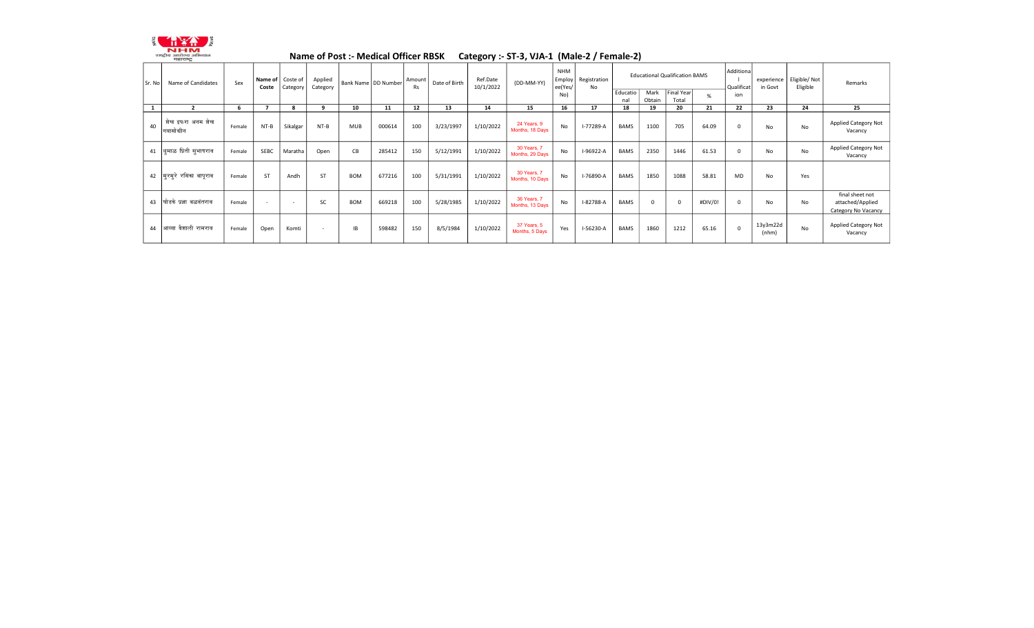## Name of Post :- Medical Officer RBSK Category :- ST-3, VJA-1 (Male-2 / Female-2)

| Sr. No | Name of Candidates | Sex | Name of Coste | Coste of Category | Applied Category | Bank Name | DD Number | Amount Rs | Date of Birth | Ref.Date 10/1/2022 | (DD-MM-YY) | NHM Employee(Yes/No) | Registration No | Educational Qualification BAMS | | | | Additional Qualification | experience in Govt | Eligible/ Not Eligible | Remarks |
|---|---|---|---|---|---|---|---|---|---|---|---|---|---|---|---|---|---|---|---|---|---|
| | | | | | | | | | | | | | | Educational | Mark Obtain | Final Year Total | % | | | | |
| 1 | 2 | 6 | 7 | 8 | 9 | 10 | 11 | 12 | 13 | 14 | 15 | 16 | 17 | 18 | 19 | 20 | 21 | 22 | 23 | 24 | 25 |
| 40 | शेख इफरा अनम शेख गयासोद्दीन | Female | NT-B | Sikalgar | NT-B | MUB | 000614 | 100 | 3/23/1997 | 1/10/2022 | 24 Years, 9 Months, 18 Days | No | I-77289-A | BAMS | 1100 | 705 | 64.09 | 0 | No | No | Applied Category Not Vacancy |
| 41 | घुमाळ प्रिती सुभाषराव | Female | SEBC | Maratha | Open | CB | 285412 | 150 | 5/12/1991 | 1/10/2022 | 30 Years, 7 Months, 29 Days | No | I-96922-A | BAMS | 2350 | 1446 | 61.53 | 0 | No | No | Applied Category Not Vacancy |
| 42 | मुरमुरे रसिका बापूराव | Female | ST | Andh | ST | BOM | 677216 | 100 | 5/31/1991 | 1/10/2022 | 30 Years, 7 Months, 10 Days | No | I-76890-A | BAMS | 1850 | 1088 | 58.81 | MD | No | Yes | |
| 43 | घोडके प्रज्ञा बळवंतराव | Female | - | - | SC | BOM | 669218 | 100 | 5/28/1985 | 1/10/2022 | 36 Years, 7 Months, 13 Days | No | I-82788-A | BAMS | 0 | 0 | #DIV/0! | 0 | No | No | final sheet not attached/Applied Category No Vacancy |
| 44 | आल्या वैशाली रामराव | Female | Open | Komti | - | IB | 598482 | 150 | 8/5/1984 | 1/10/2022 | 37 Years, 5 Months, 5 Days | Yes | I-56230-A | BAMS | 1860 | 1212 | 65.16 | 0 | 13y3m22d (nhm) | No | Applied Category Not Vacancy |